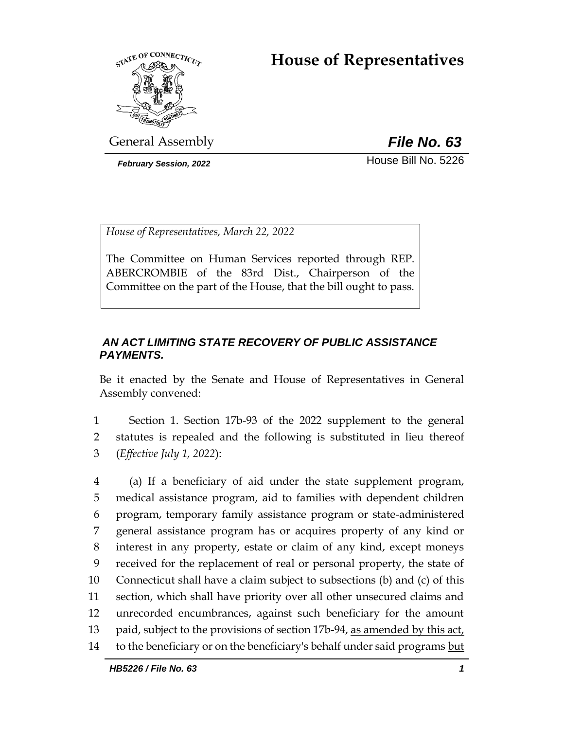# House of Representatives

General Assembly **_File No. 63_**

***February Session, 2022*** House Bill No. 5226

*House of Representatives, March 22, 2022*

The Committee on Human Services reported through REP. ABERCROMBIE of the 83rd Dist., Chairperson of the Committee on the part of the House, that the bill ought to pass.

***AN ACT LIMITING STATE RECOVERY OF PUBLIC ASSISTANCE PAYMENTS.***

Be it enacted by the Senate and House of Representatives in General Assembly convened:

1 Section 1. Section 17b-93 of the 2022 supplement to the general
2 statutes is repealed and the following is substituted in lieu thereof
3 (*Effective July 1, 2022*):

4 (a) If a beneficiary of aid under the state supplement program,
5 medical assistance program, aid to families with dependent children
6 program, temporary family assistance program or state-administered
7 general assistance program has or acquires property of any kind or
8 interest in any property, estate or claim of any kind, except moneys
9 received for the replacement of real or personal property, the state of
10 Connecticut shall have a claim subject to subsections (b) and (c) of this
11 section, which shall have priority over all other unsecured claims and
12 unrecorded encumbrances, against such beneficiary for the amount
13 paid, subject to the provisions of section 17b-94, <u>as amended by this act,</u>
14 to the beneficiary or on the beneficiary's behalf under said programs <u>but</u>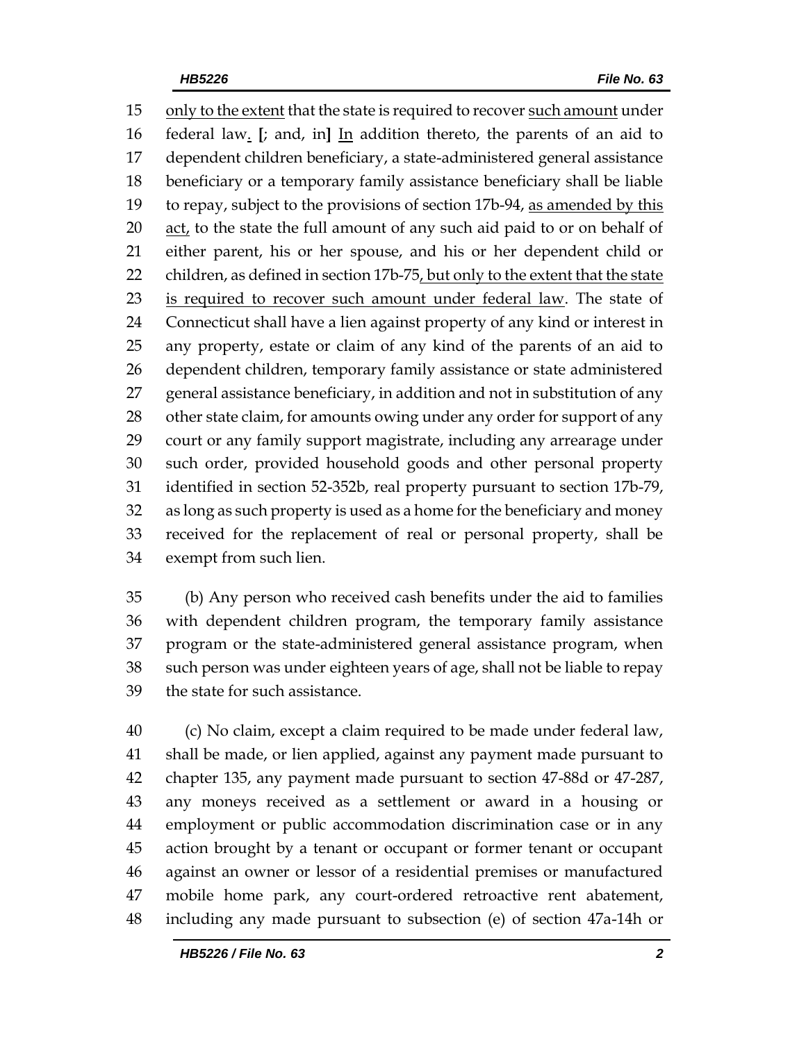only to the extent that the state is required to recover such amount under federal law. [; and, in] In addition thereto, the parents of an aid to dependent children beneficiary, a state-administered general assistance beneficiary or a temporary family assistance beneficiary shall be liable to repay, subject to the provisions of section 17b-94, as amended by this act, to the state the full amount of any such aid paid to or on behalf of either parent, his or her spouse, and his or her dependent child or children, as defined in section 17b-75, but only to the extent that the state is required to recover such amount under federal law. The state of Connecticut shall have a lien against property of any kind or interest in any property, estate or claim of any kind of the parents of an aid to dependent children, temporary family assistance or state administered general assistance beneficiary, in addition and not in substitution of any other state claim, for amounts owing under any order for support of any court or any family support magistrate, including any arrearage under such order, provided household goods and other personal property identified in section 52-352b, real property pursuant to section 17b-79, as long as such property is used as a home for the beneficiary and money received for the replacement of real or personal property, shall be exempt from such lien.

(b) Any person who received cash benefits under the aid to families with dependent children program, the temporary family assistance program or the state-administered general assistance program, when such person was under eighteen years of age, shall not be liable to repay the state for such assistance.

(c) No claim, except a claim required to be made under federal law, shall be made, or lien applied, against any payment made pursuant to chapter 135, any payment made pursuant to section 47-88d or 47-287, any moneys received as a settlement or award in a housing or employment or public accommodation discrimination case or in any action brought by a tenant or occupant or former tenant or occupant against an owner or lessor of a residential premises or manufactured mobile home park, any court-ordered retroactive rent abatement, including any made pursuant to subsection (e) of section 47a-14h or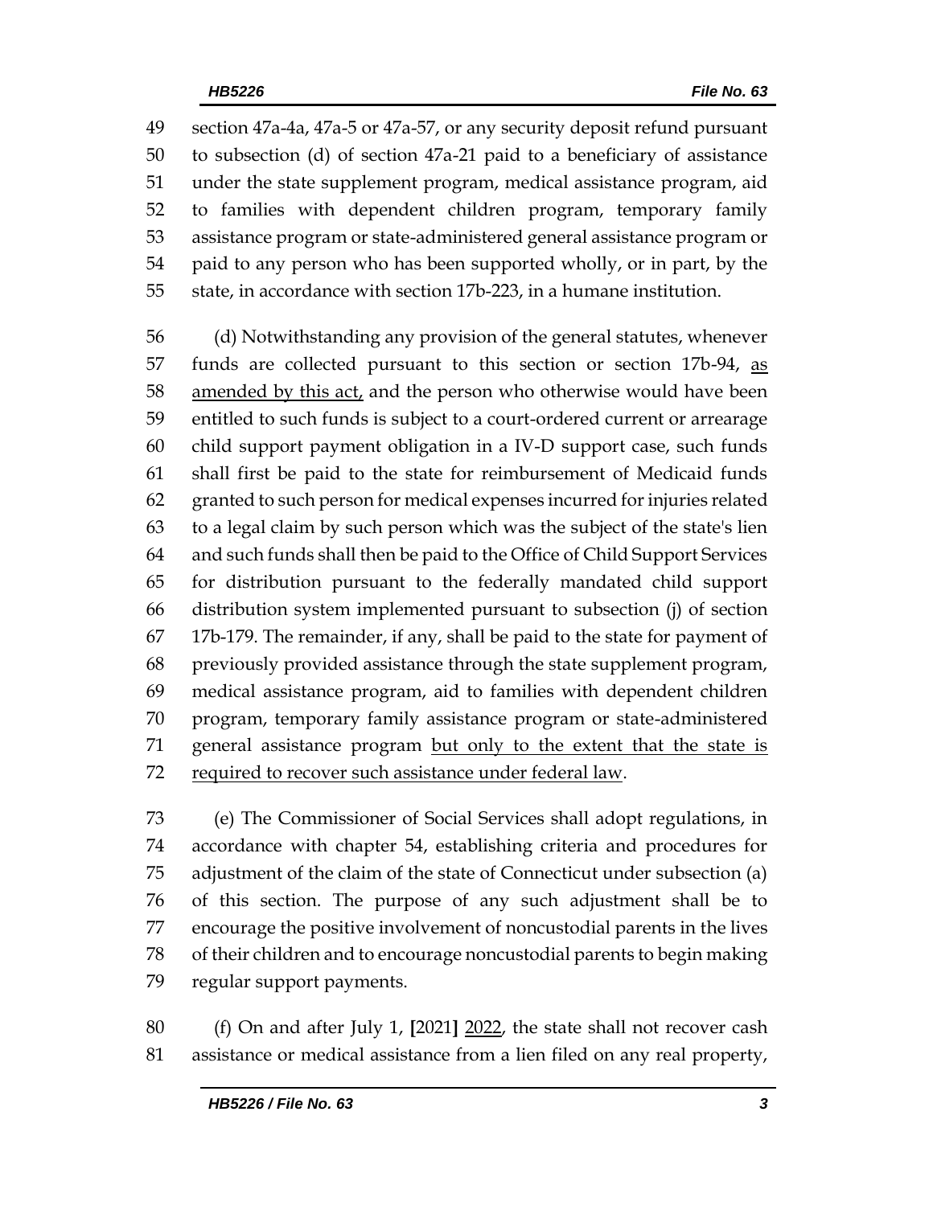section 47a-4a, 47a-5 or 47a-57, or any security deposit refund pursuant to subsection (d) of section 47a-21 paid to a beneficiary of assistance under the state supplement program, medical assistance program, aid to families with dependent children program, temporary family assistance program or state-administered general assistance program or paid to any person who has been supported wholly, or in part, by the state, in accordance with section 17b-223, in a humane institution.

(d) Notwithstanding any provision of the general statutes, whenever funds are collected pursuant to this section or section 17b-94, as amended by this act, and the person who otherwise would have been entitled to such funds is subject to a court-ordered current or arrearage child support payment obligation in a IV-D support case, such funds shall first be paid to the state for reimbursement of Medicaid funds granted to such person for medical expenses incurred for injuries related to a legal claim by such person which was the subject of the state's lien and such funds shall then be paid to the Office of Child Support Services for distribution pursuant to the federally mandated child support distribution system implemented pursuant to subsection (j) of section 17b-179. The remainder, if any, shall be paid to the state for payment of previously provided assistance through the state supplement program, medical assistance program, aid to families with dependent children program, temporary family assistance program or state-administered general assistance program but only to the extent that the state is required to recover such assistance under federal law.

(e) The Commissioner of Social Services shall adopt regulations, in accordance with chapter 54, establishing criteria and procedures for adjustment of the claim of the state of Connecticut under subsection (a) of this section. The purpose of any such adjustment shall be to encourage the positive involvement of noncustodial parents in the lives of their children and to encourage noncustodial parents to begin making regular support payments.

(f) On and after July 1, [2021] 2022, the state shall not recover cash assistance or medical assistance from a lien filed on any real property,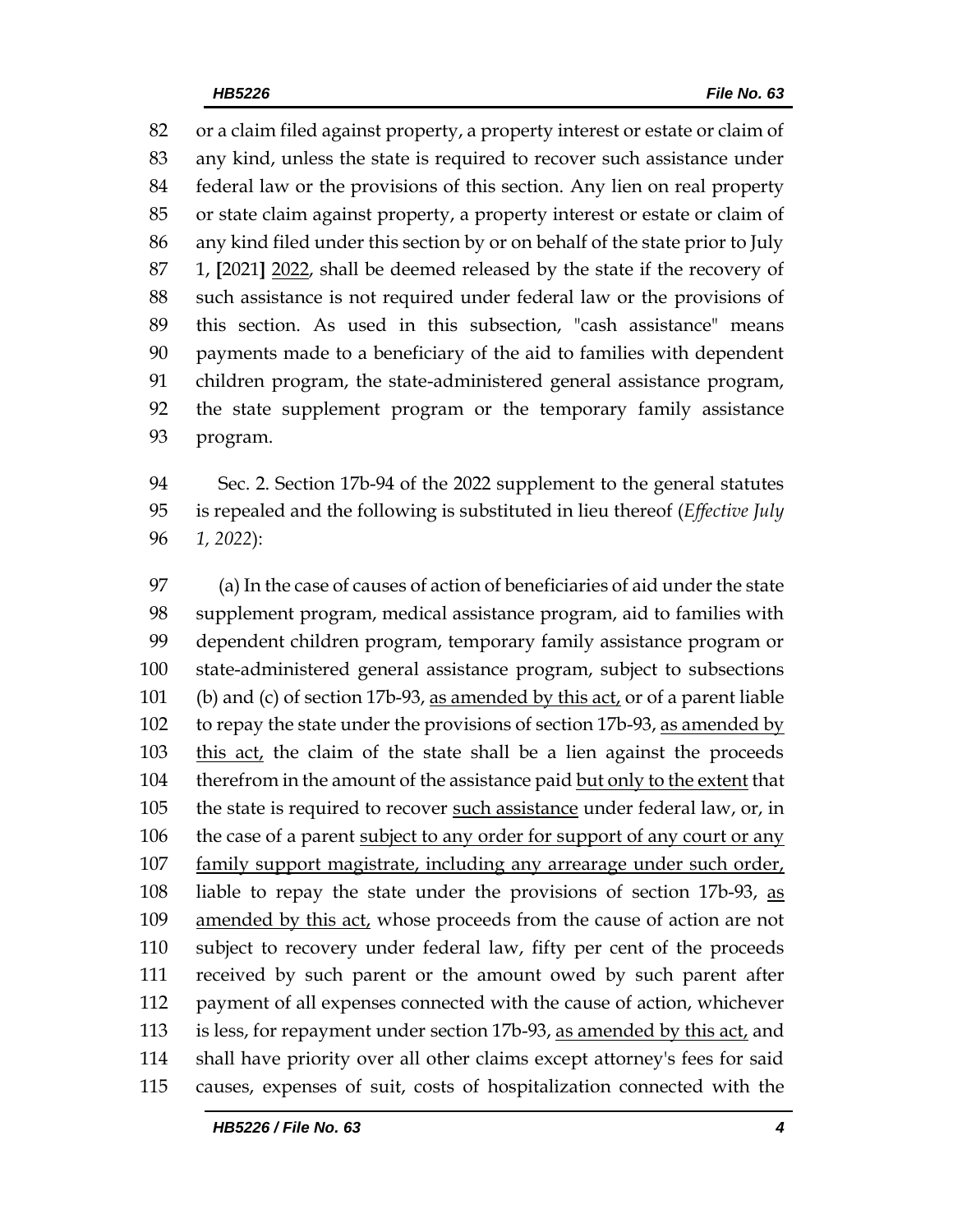or a claim filed against property, a property interest or estate or claim of any kind, unless the state is required to recover such assistance under federal law or the provisions of this section. Any lien on real property or state claim against property, a property interest or estate or claim of any kind filed under this section by or on behalf of the state prior to July 1, **[**2021**]** <u>2022</u>, shall be deemed released by the state if the recovery of such assistance is not required under federal law or the provisions of this section. As used in this subsection, "cash assistance" means payments made to a beneficiary of the aid to families with dependent children program, the state-administered general assistance program, the state supplement program or the temporary family assistance program.

Sec. 2. Section 17b-94 of the 2022 supplement to the general statutes is repealed and the following is substituted in lieu thereof (*Effective July 1, 2022*):

(a) In the case of causes of action of beneficiaries of aid under the state supplement program, medical assistance program, aid to families with dependent children program, temporary family assistance program or state-administered general assistance program, subject to subsections (b) and (c) of section 17b-93, <u>as amended by this act,</u> or of a parent liable to repay the state under the provisions of section 17b-93, <u>as amended by this act,</u> the claim of the state shall be a lien against the proceeds therefrom in the amount of the assistance paid <u>but only to the extent</u> that the state is required to recover <u>such assistance</u> under federal law, or, in the case of a parent <u>subject to any order for support of any court or any family support magistrate, including any arrearage under such order,</u> liable to repay the state under the provisions of section 17b-93, <u>as amended by this act,</u> whose proceeds from the cause of action are not subject to recovery under federal law, fifty per cent of the proceeds received by such parent or the amount owed by such parent after payment of all expenses connected with the cause of action, whichever is less, for repayment under section 17b-93, <u>as amended by this act,</u> and shall have priority over all other claims except attorney's fees for said causes, expenses of suit, costs of hospitalization connected with the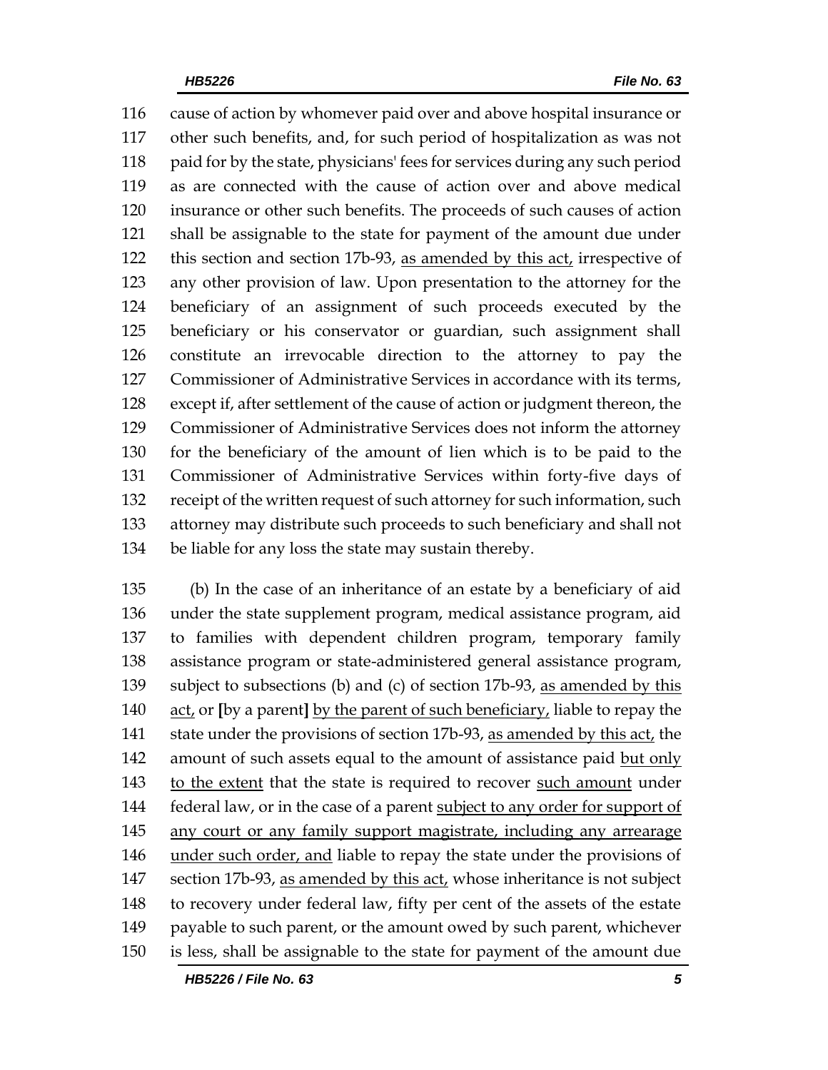cause of action by whomever paid over and above hospital insurance or other such benefits, and, for such period of hospitalization as was not paid for by the state, physicians' fees for services during any such period as are connected with the cause of action over and above medical insurance or other such benefits. The proceeds of such causes of action shall be assignable to the state for payment of the amount due under this section and section 17b-93, as amended by this act, irrespective of any other provision of law. Upon presentation to the attorney for the beneficiary of an assignment of such proceeds executed by the beneficiary or his conservator or guardian, such assignment shall constitute an irrevocable direction to the attorney to pay the Commissioner of Administrative Services in accordance with its terms, except if, after settlement of the cause of action or judgment thereon, the Commissioner of Administrative Services does not inform the attorney for the beneficiary of the amount of lien which is to be paid to the Commissioner of Administrative Services within forty-five days of receipt of the written request of such attorney for such information, such attorney may distribute such proceeds to such beneficiary and shall not be liable for any loss the state may sustain thereby.

(b) In the case of an inheritance of an estate by a beneficiary of aid under the state supplement program, medical assistance program, aid to families with dependent children program, temporary family assistance program or state-administered general assistance program, subject to subsections (b) and (c) of section 17b-93, as amended by this act, or [by a parent] by the parent of such beneficiary, liable to repay the state under the provisions of section 17b-93, as amended by this act, the amount of such assets equal to the amount of assistance paid but only to the extent that the state is required to recover such amount under federal law, or in the case of a parent subject to any order for support of any court or any family support magistrate, including any arrearage under such order, and liable to repay the state under the provisions of section 17b-93, as amended by this act, whose inheritance is not subject to recovery under federal law, fifty per cent of the assets of the estate payable to such parent, or the amount owed by such parent, whichever is less, shall be assignable to the state for payment of the amount due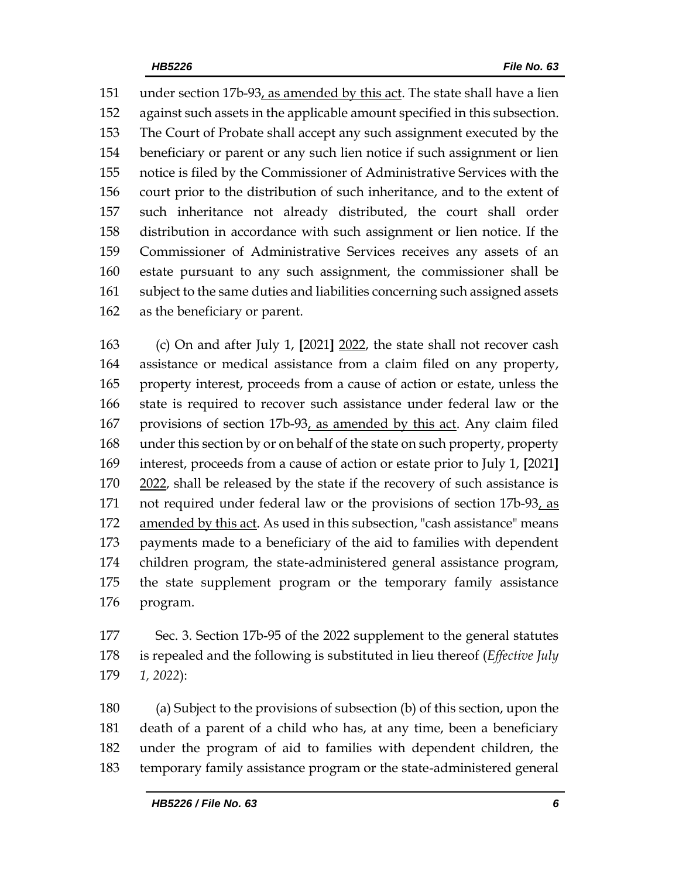151 under section 17b-93, as amended by this act. The state shall have a lien
152 against such assets in the applicable amount specified in this subsection.
153 The Court of Probate shall accept any such assignment executed by the
154 beneficiary or parent or any such lien notice if such assignment or lien
155 notice is filed by the Commissioner of Administrative Services with the
156 court prior to the distribution of such inheritance, and to the extent of
157 such inheritance not already distributed, the court shall order
158 distribution in accordance with such assignment or lien notice. If the
159 Commissioner of Administrative Services receives any assets of an
160 estate pursuant to any such assignment, the commissioner shall be
161 subject to the same duties and liabilities concerning such assigned assets
162 as the beneficiary or parent.

163 (c) On and after July 1, **[**2021**]** 2022, the state shall not recover cash
164 assistance or medical assistance from a claim filed on any property,
165 property interest, proceeds from a cause of action or estate, unless the
166 state is required to recover such assistance under federal law or the
167 provisions of section 17b-93, as amended by this act. Any claim filed
168 under this section by or on behalf of the state on such property, property
169 interest, proceeds from a cause of action or estate prior to July 1, **[**2021**]**
170 2022, shall be released by the state if the recovery of such assistance is
171 not required under federal law or the provisions of section 17b-93, as
172 amended by this act. As used in this subsection, "cash assistance" means
173 payments made to a beneficiary of the aid to families with dependent
174 children program, the state-administered general assistance program,
175 the state supplement program or the temporary family assistance
176 program.

177 Sec. 3. Section 17b-95 of the 2022 supplement to the general statutes
178 is repealed and the following is substituted in lieu thereof (*Effective July*
179 *1, 2022*):

180 (a) Subject to the provisions of subsection (b) of this section, upon the
181 death of a parent of a child who has, at any time, been a beneficiary
182 under the program of aid to families with dependent children, the
183 temporary family assistance program or the state-administered general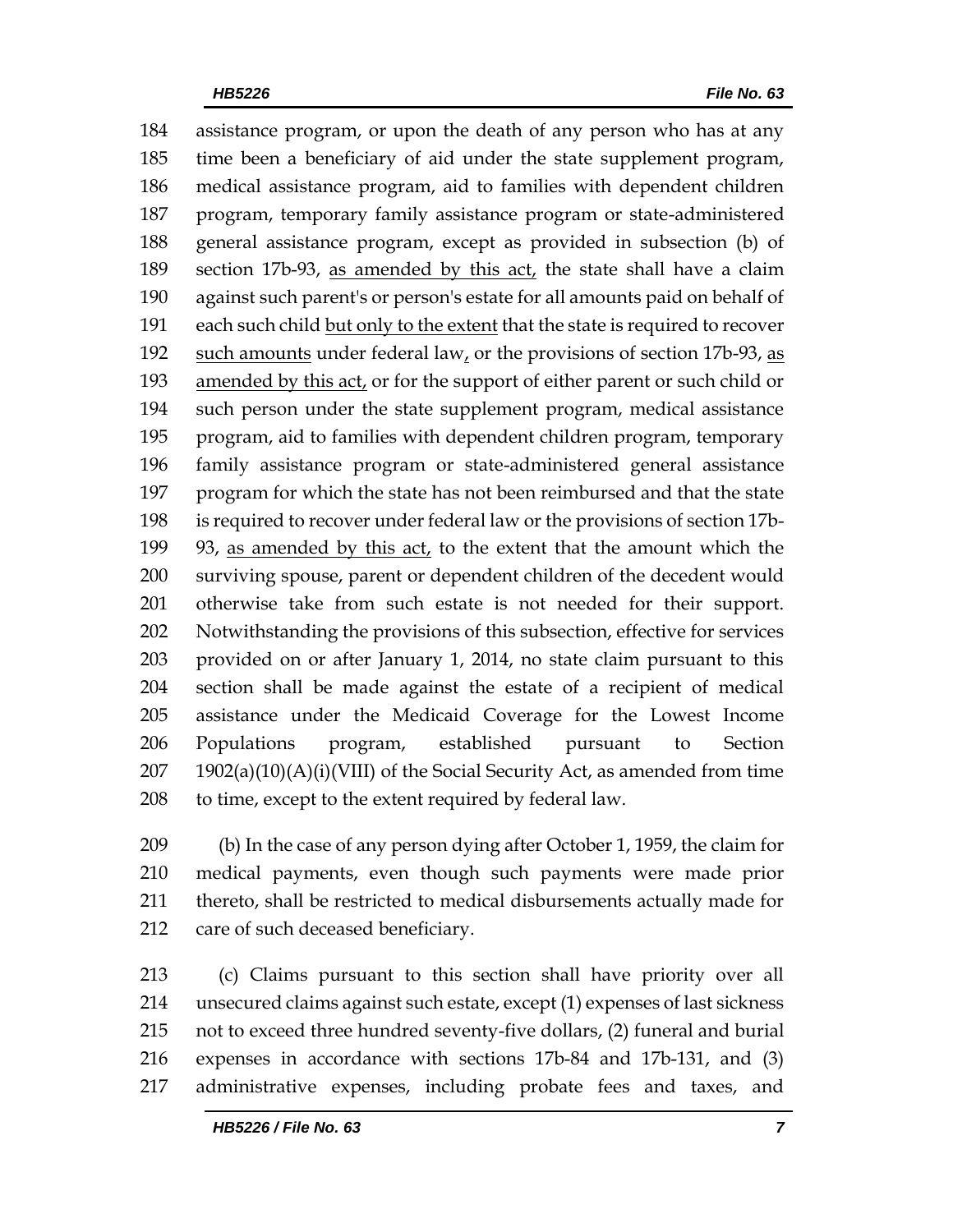assistance program, or upon the death of any person who has at any time been a beneficiary of aid under the state supplement program, medical assistance program, aid to families with dependent children program, temporary family assistance program or state-administered general assistance program, except as provided in subsection (b) of section 17b-93, as amended by this act, the state shall have a claim against such parent's or person's estate for all amounts paid on behalf of each such child but only to the extent that the state is required to recover such amounts under federal law, or the provisions of section 17b-93, as amended by this act, or for the support of either parent or such child or such person under the state supplement program, medical assistance program, aid to families with dependent children program, temporary family assistance program or state-administered general assistance program for which the state has not been reimbursed and that the state is required to recover under federal law or the provisions of section 17b-93, as amended by this act, to the extent that the amount which the surviving spouse, parent or dependent children of the decedent would otherwise take from such estate is not needed for their support. Notwithstanding the provisions of this subsection, effective for services provided on or after January 1, 2014, no state claim pursuant to this section shall be made against the estate of a recipient of medical assistance under the Medicaid Coverage for the Lowest Income Populations program, established pursuant to Section 1902(a)(10)(A)(i)(VIII) of the Social Security Act, as amended from time to time, except to the extent required by federal law.

(b) In the case of any person dying after October 1, 1959, the claim for medical payments, even though such payments were made prior thereto, shall be restricted to medical disbursements actually made for care of such deceased beneficiary.

(c) Claims pursuant to this section shall have priority over all unsecured claims against such estate, except (1) expenses of last sickness not to exceed three hundred seventy-five dollars, (2) funeral and burial expenses in accordance with sections 17b-84 and 17b-131, and (3) administrative expenses, including probate fees and taxes, and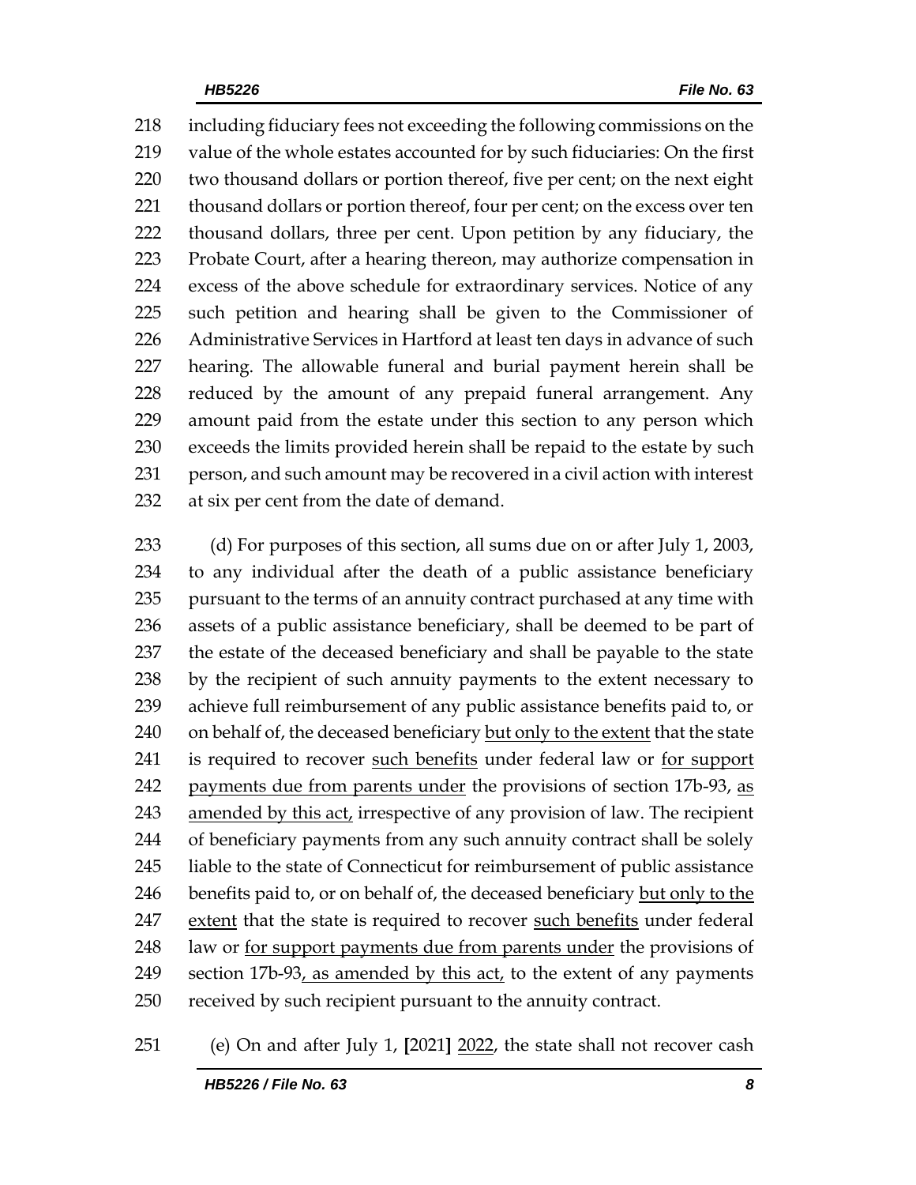218 including fiduciary fees not exceeding the following commissions on the
219 value of the whole estates accounted for by such fiduciaries: On the first
220 two thousand dollars or portion thereof, five per cent; on the next eight
221 thousand dollars or portion thereof, four per cent; on the excess over ten
222 thousand dollars, three per cent. Upon petition by any fiduciary, the
223 Probate Court, after a hearing thereon, may authorize compensation in
224 excess of the above schedule for extraordinary services. Notice of any
225 such petition and hearing shall be given to the Commissioner of
226 Administrative Services in Hartford at least ten days in advance of such
227 hearing. The allowable funeral and burial payment herein shall be
228 reduced by the amount of any prepaid funeral arrangement. Any
229 amount paid from the estate under this section to any person which
230 exceeds the limits provided herein shall be repaid to the estate by such
231 person, and such amount may be recovered in a civil action with interest
232 at six per cent from the date of demand.

233 (d) For purposes of this section, all sums due on or after July 1, 2003,
234 to any individual after the death of a public assistance beneficiary
235 pursuant to the terms of an annuity contract purchased at any time with
236 assets of a public assistance beneficiary, shall be deemed to be part of
237 the estate of the deceased beneficiary and shall be payable to the state
238 by the recipient of such annuity payments to the extent necessary to
239 achieve full reimbursement of any public assistance benefits paid to, or
240 on behalf of, the deceased beneficiary <u>but only to the extent</u> that the state
241 is required to recover <u>such benefits</u> under federal law or <u>for support</u>
242 <u>payments due from parents under</u> the provisions of section 17b-93, <u>as</u>
243 <u>amended by this act,</u> irrespective of any provision of law. The recipient
244 of beneficiary payments from any such annuity contract shall be solely
245 liable to the state of Connecticut for reimbursement of public assistance
246 benefits paid to, or on behalf of, the deceased beneficiary <u>but only to the</u>
247 <u>extent</u> that the state is required to recover <u>such benefits</u> under federal
248 law or <u>for support payments due from parents under</u> the provisions of
249 section 17b-93<u>, as amended by this act,</u> to the extent of any payments
250 received by such recipient pursuant to the annuity contract.

251 (e) On and after July 1, **[**2021**]** <u>2022</u>, the state shall not recover cash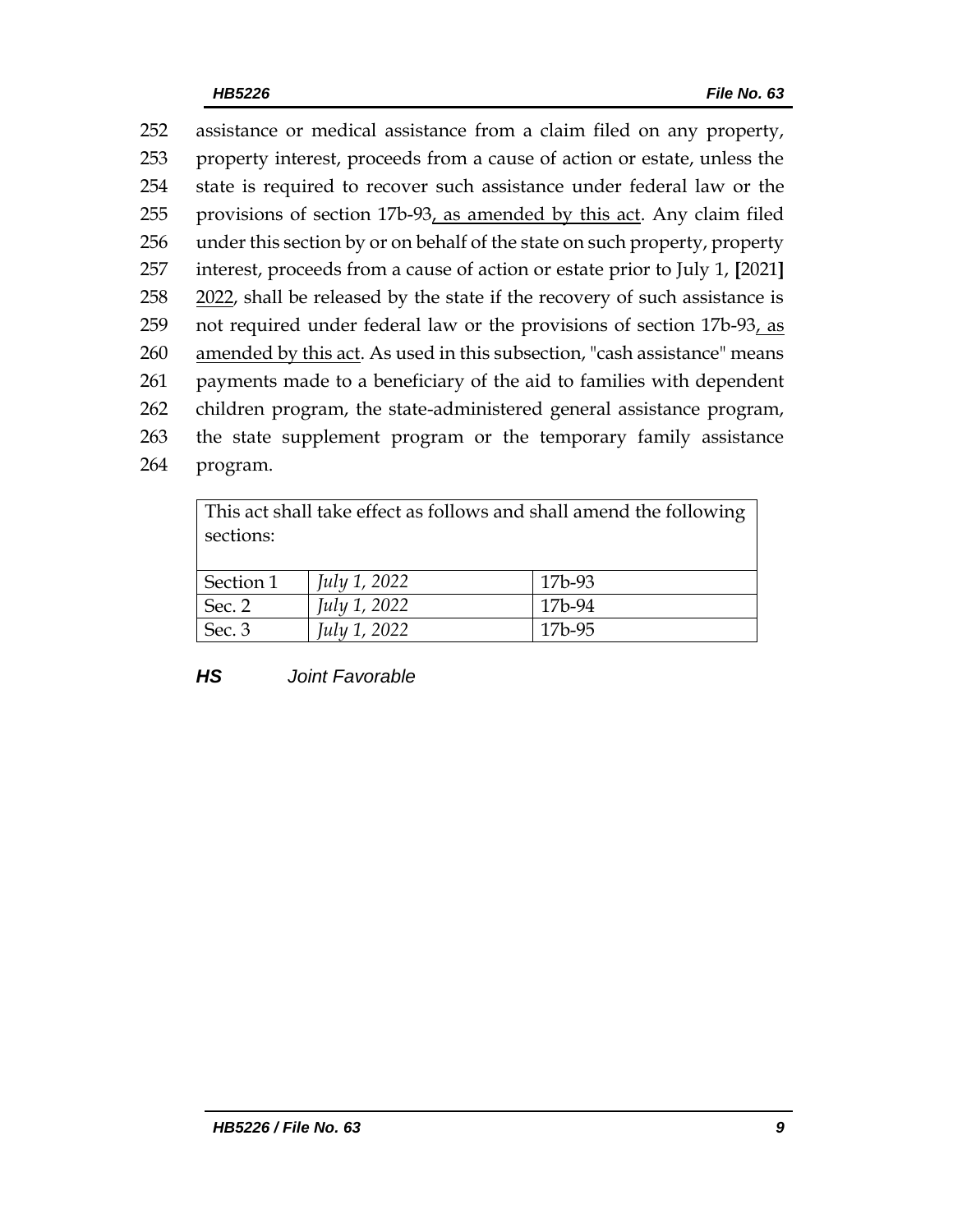252 assistance or medical assistance from a claim filed on any property,
253 property interest, proceeds from a cause of action or estate, unless the
254 state is required to recover such assistance under federal law or the
255 provisions of section 17b-93<u>, as amended by this act</u>. Any claim filed
256 under this section by or on behalf of the state on such property, property
257 interest, proceeds from a cause of action or estate prior to July 1, **[**2021**]**
258 <u>2022</u>, shall be released by the state if the recovery of such assistance is
259 not required under federal law or the provisions of section 17b-93<u>, as</u>
260 <u>amended by this act</u>. As used in this subsection, "cash assistance" means
261 payments made to a beneficiary of the aid to families with dependent
262 children program, the state-administered general assistance program,
263 the state supplement program or the temporary family assistance
264 program.

| This act shall take effect as follows and shall amend the following sections: | | |
|---|---|---|
| Section 1 | *July 1, 2022* | 17b-93 |
| Sec. 2 | *July 1, 2022* | 17b-94 |
| Sec. 3 | *July 1, 2022* | 17b-95 |

***HS*** *Joint Favorable*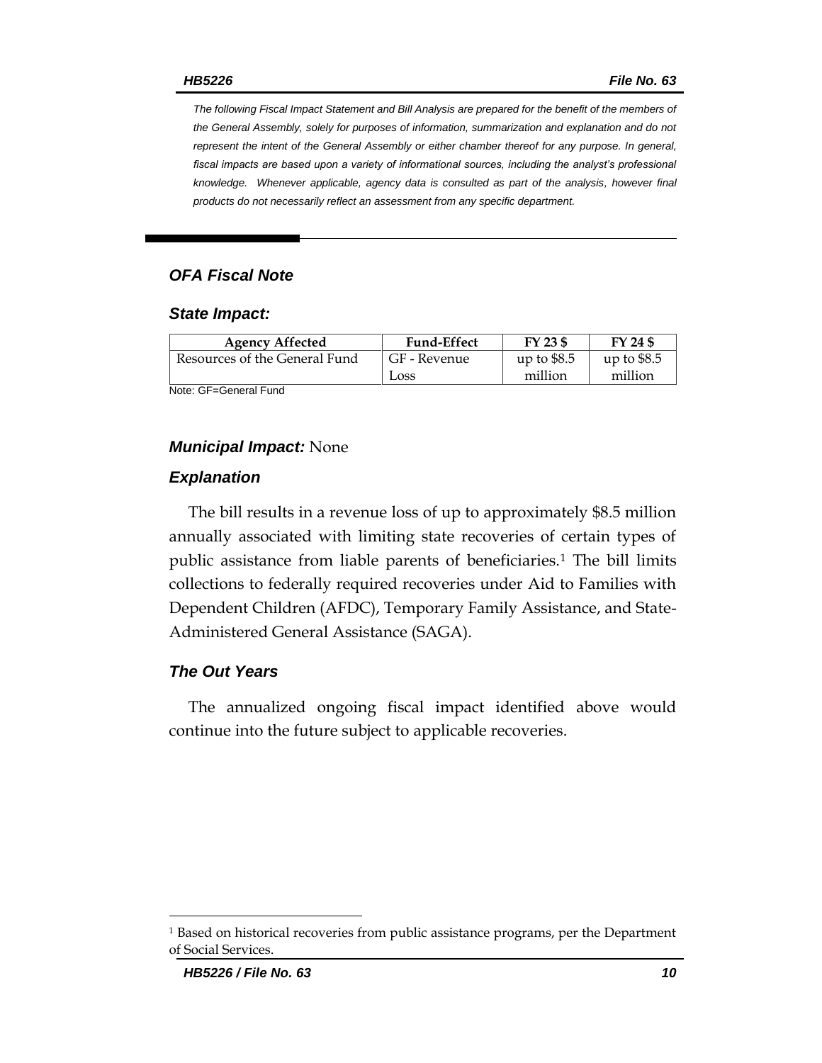*The following Fiscal Impact Statement and Bill Analysis are prepared for the benefit of the members of the General Assembly, solely for purposes of information, summarization and explanation and do not represent the intent of the General Assembly or either chamber thereof for any purpose. In general, fiscal impacts are based upon a variety of informational sources, including the analyst's professional knowledge. Whenever applicable, agency data is consulted as part of the analysis, however final products do not necessarily reflect an assessment from any specific department.*

## *OFA Fiscal Note*

### *State Impact:*

| Agency Affected | Fund-Effect | FY 23 $ | FY 24 $ |
|---|---|---|---|
| Resources of the General Fund | GF - Revenue Loss | up to $8.5 million | up to $8.5 million |

Note: GF=General Fund

### *Municipal Impact:* None

### *Explanation*

The bill results in a revenue loss of up to approximately $8.5 million annually associated with limiting state recoveries of certain types of public assistance from liable parents of beneficiaries.[1] The bill limits collections to federally required recoveries under Aid to Families with Dependent Children (AFDC), Temporary Family Assistance, and State-Administered General Assistance (SAGA).

### *The Out Years*

The annualized ongoing fiscal impact identified above would continue into the future subject to applicable recoveries.

[1] Based on historical recoveries from public assistance programs, per the Department of Social Services.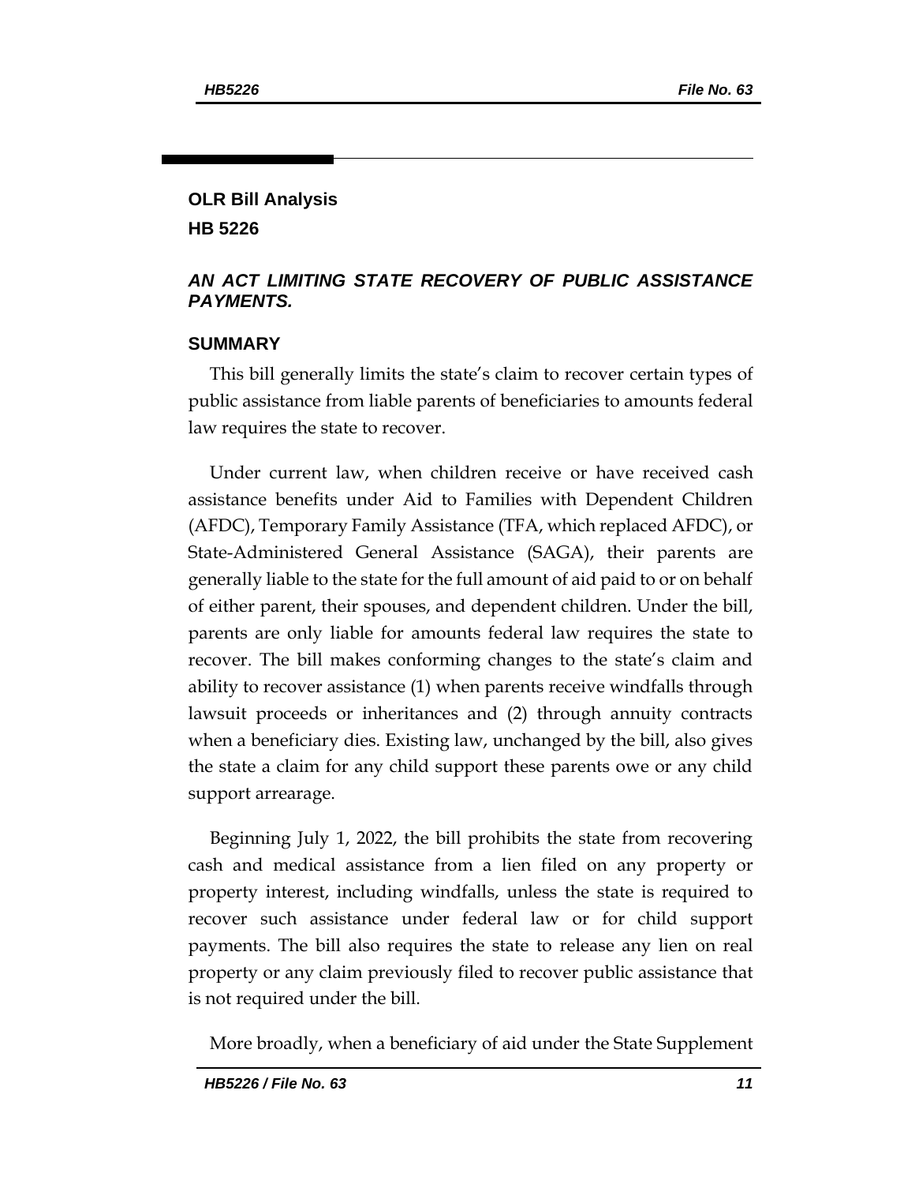## OLR Bill Analysis
## HB 5226

### *AN ACT LIMITING STATE RECOVERY OF PUBLIC ASSISTANCE PAYMENTS.*

### SUMMARY

This bill generally limits the state's claim to recover certain types of public assistance from liable parents of beneficiaries to amounts federal law requires the state to recover.

Under current law, when children receive or have received cash assistance benefits under Aid to Families with Dependent Children (AFDC), Temporary Family Assistance (TFA, which replaced AFDC), or State-Administered General Assistance (SAGA), their parents are generally liable to the state for the full amount of aid paid to or on behalf of either parent, their spouses, and dependent children. Under the bill, parents are only liable for amounts federal law requires the state to recover. The bill makes conforming changes to the state's claim and ability to recover assistance (1) when parents receive windfalls through lawsuit proceeds or inheritances and (2) through annuity contracts when a beneficiary dies. Existing law, unchanged by the bill, also gives the state a claim for any child support these parents owe or any child support arrearage.

Beginning July 1, 2022, the bill prohibits the state from recovering cash and medical assistance from a lien filed on any property or property interest, including windfalls, unless the state is required to recover such assistance under federal law or for child support payments. The bill also requires the state to release any lien on real property or any claim previously filed to recover public assistance that is not required under the bill.

More broadly, when a beneficiary of aid under the State Supplement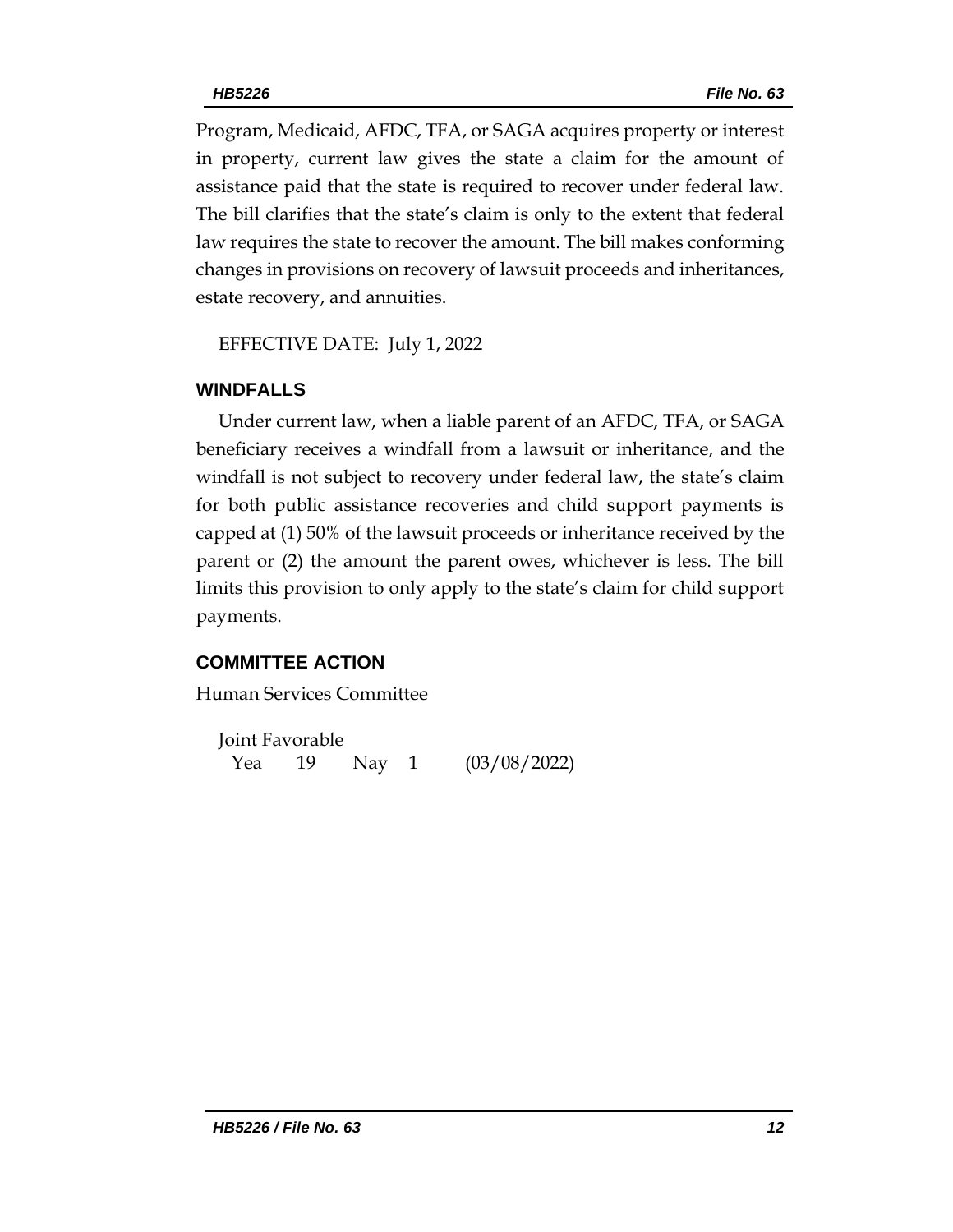Program, Medicaid, AFDC, TFA, or SAGA acquires property or interest in property, current law gives the state a claim for the amount of assistance paid that the state is required to recover under federal law. The bill clarifies that the state's claim is only to the extent that federal law requires the state to recover the amount. The bill makes conforming changes in provisions on recovery of lawsuit proceeds and inheritances, estate recovery, and annuities.

EFFECTIVE DATE: July 1, 2022

## WINDFALLS

Under current law, when a liable parent of an AFDC, TFA, or SAGA beneficiary receives a windfall from a lawsuit or inheritance, and the windfall is not subject to recovery under federal law, the state's claim for both public assistance recoveries and child support payments is capped at (1) 50% of the lawsuit proceeds or inheritance received by the parent or (2) the amount the parent owes, whichever is less. The bill limits this provision to only apply to the state's claim for child support payments.

## COMMITTEE ACTION

Human Services Committee

Joint Favorable
Yea 19 Nay 1 (03/08/2022)